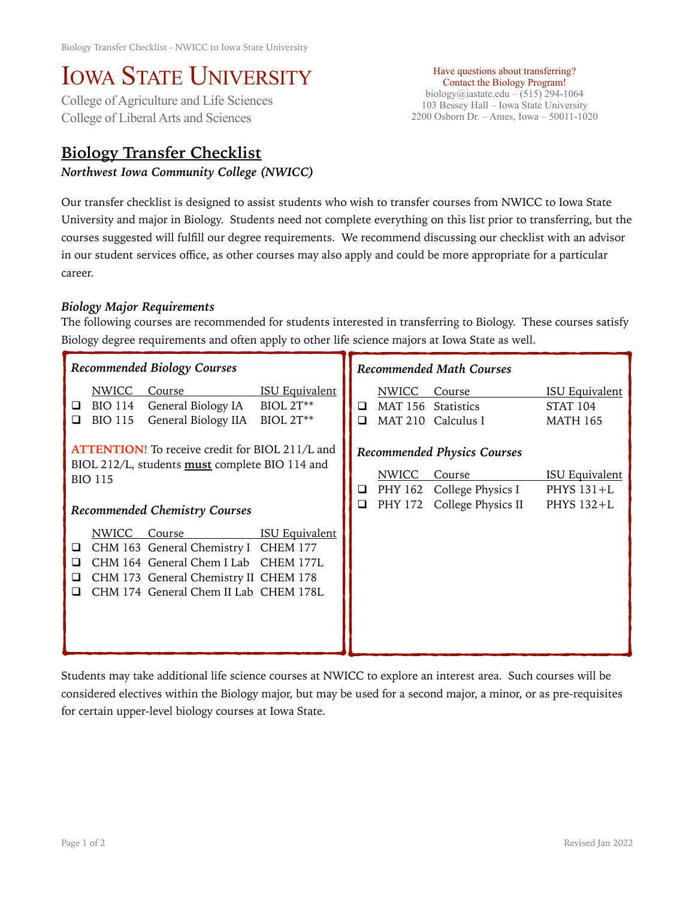# IOWA STATE UNIVERSITY

College of Agriculture and Life Sciences
College of Liberal Arts and Sciences

Have questions about transferring?
Contact the Biology Program!
biology@iastate.edu – (515) 294-1064
103 Bessey Hall – Iowa State University
2200 Osborn Dr. – Ames, Iowa – 50011-1020

## Biology Transfer Checklist

***Northwest Iowa Community College (NWICC)***

Our transfer checklist is designed to assist students who wish to transfer courses from NWICC to Iowa State University and major in Biology. Students need not complete everything on this list prior to transferring, but the courses suggested will fulfill our degree requirements. We recommend discussing our checklist with an advisor in our student services office, as other courses may also apply and could be more appropriate for a particular career.

### *Biology Major Requirements*

The following courses are recommended for students interested in transferring to Biology. These courses satisfy Biology degree requirements and often apply to other life science majors at Iowa State as well.

#### *Recommended Biology Courses*

| | NWICC | Course | ISU Equivalent |
|---|---|---|---|
| ❑ | BIO 114 | General Biology IA | BIOL 2T** |
| ❑ | BIO 115 | General Biology IIA | BIOL 2T** |

**ATTENTION!** To receive credit for BIOL 211/L and BIOL 212/L, students **must** complete BIO 114 and BIO 115

#### *Recommended Chemistry Courses*

| | NWICC | Course | ISU Equivalent |
|---|---|---|---|
| ❑ | CHM 163 | General Chemistry I | CHEM 177 |
| ❑ | CHM 164 | General Chem I Lab | CHEM 177L |
| ❑ | CHM 173 | General Chemistry II | CHEM 178 |
| ❑ | CHM 174 | General Chem II Lab | CHEM 178L |

#### *Recommended Math Courses*

| | NWICC | Course | ISU Equivalent |
|---|---|---|---|
| ❑ | MAT 156 | Statistics | STAT 104 |
| ❑ | MAT 210 | Calculus I | MATH 165 |

#### *Recommended Physics Courses*

| | NWICC | Course | ISU Equivalent |
|---|---|---|---|
| ❑ | PHY 162 | College Physics I | PHYS 131+L |
| ❑ | PHY 172 | College Physics II | PHYS 132+L |

Students may take additional life science courses at NWICC to explore an interest area. Such courses will be considered electives within the Biology major, but may be used for a second major, a minor, or as pre-requisites for certain upper-level biology courses at Iowa State.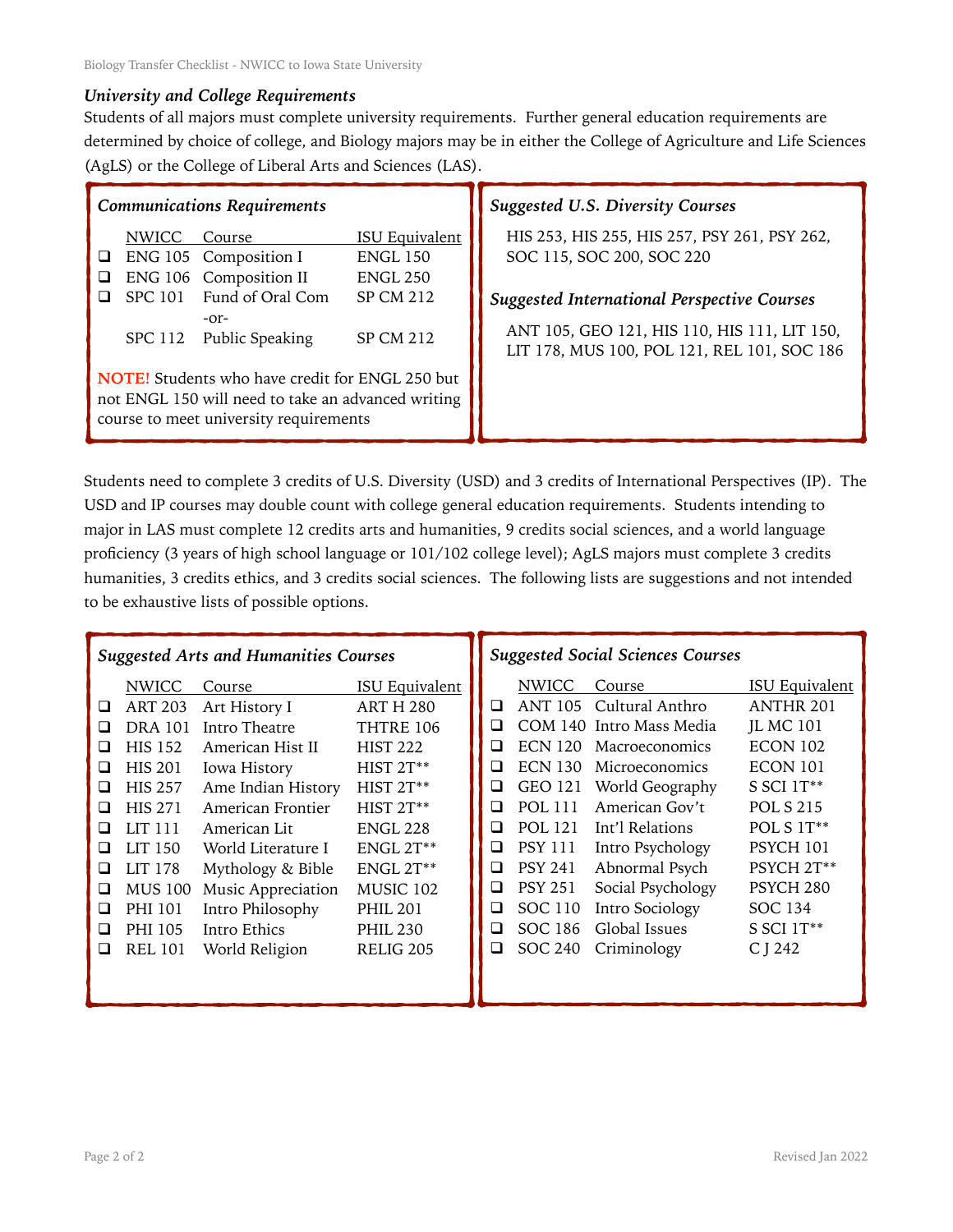### *University and College Requirements*

Students of all majors must complete university requirements. Further general education requirements are determined by choice of college, and Biology majors may be in either the College of Agriculture and Life Sciences (AgLS) or the College of Liberal Arts and Sciences (LAS).

#### *Communications Requirements*

| | NWICC | Course | ISU Equivalent |
|---|---|---|---|
| ❑ | ENG 105 | Composition I | ENGL 150 |
| ❑ | ENG 106 | Composition II | ENGL 250 |
| ❑ | SPC 101 | Fund of Oral Com | SP CM 212 |
| | | -or- | |
| | SPC 112 | Public Speaking | SP CM 212 |

**NOTE!** Students who have credit for ENGL 250 but not ENGL 150 will need to take an advanced writing course to meet university requirements

#### *Suggested U.S. Diversity Courses*

HIS 253, HIS 255, HIS 257, PSY 261, PSY 262, SOC 115, SOC 200, SOC 220

#### *Suggested International Perspective Courses*

ANT 105, GEO 121, HIS 110, HIS 111, LIT 150, LIT 178, MUS 100, POL 121, REL 101, SOC 186

Students need to complete 3 credits of U.S. Diversity (USD) and 3 credits of International Perspectives (IP). The USD and IP courses may double count with college general education requirements. Students intending to major in LAS must complete 12 credits arts and humanities, 9 credits social sciences, and a world language proficiency (3 years of high school language or 101/102 college level); AgLS majors must complete 3 credits humanities, 3 credits ethics, and 3 credits social sciences. The following lists are suggestions and not intended to be exhaustive lists of possible options.

#### *Suggested Arts and Humanities Courses*

| | NWICC | Course | ISU Equivalent |
|---|---|---|---|
| ❑ | ART 203 | Art History I | ART H 280 |
| ❑ | DRA 101 | Intro Theatre | THTRE 106 |
| ❑ | HIS 152 | American Hist II | HIST 222 |
| ❑ | HIS 201 | Iowa History | HIST 2T** |
| ❑ | HIS 257 | Ame Indian History | HIST 2T** |
| ❑ | HIS 271 | American Frontier | HIST 2T** |
| ❑ | LIT 111 | American Lit | ENGL 228 |
| ❑ | LIT 150 | World Literature I | ENGL 2T** |
| ❑ | LIT 178 | Mythology & Bible | ENGL 2T** |
| ❑ | MUS 100 | Music Appreciation | MUSIC 102 |
| ❑ | PHI 101 | Intro Philosophy | PHIL 201 |
| ❑ | PHI 105 | Intro Ethics | PHIL 230 |
| ❑ | REL 101 | World Religion | RELIG 205 |

#### *Suggested Social Sciences Courses*

| | NWICC | Course | ISU Equivalent |
|---|---|---|---|
| ❑ | ANT 105 | Cultural Anthro | ANTHR 201 |
| ❑ | COM 140 | Intro Mass Media | JL MC 101 |
| ❑ | ECN 120 | Macroeconomics | ECON 102 |
| ❑ | ECN 130 | Microeconomics | ECON 101 |
| ❑ | GEO 121 | World Geography | S SCI 1T** |
| ❑ | POL 111 | American Gov't | POL S 215 |
| ❑ | POL 121 | Int'l Relations | POL S 1T** |
| ❑ | PSY 111 | Intro Psychology | PSYCH 101 |
| ❑ | PSY 241 | Abnormal Psych | PSYCH 2T** |
| ❑ | PSY 251 | Social Psychology | PSYCH 280 |
| ❑ | SOC 110 | Intro Sociology | SOC 134 |
| ❑ | SOC 186 | Global Issues | S SCI 1T** |
| ❑ | SOC 240 | Criminology | C J 242 |

Revised Jan 2022